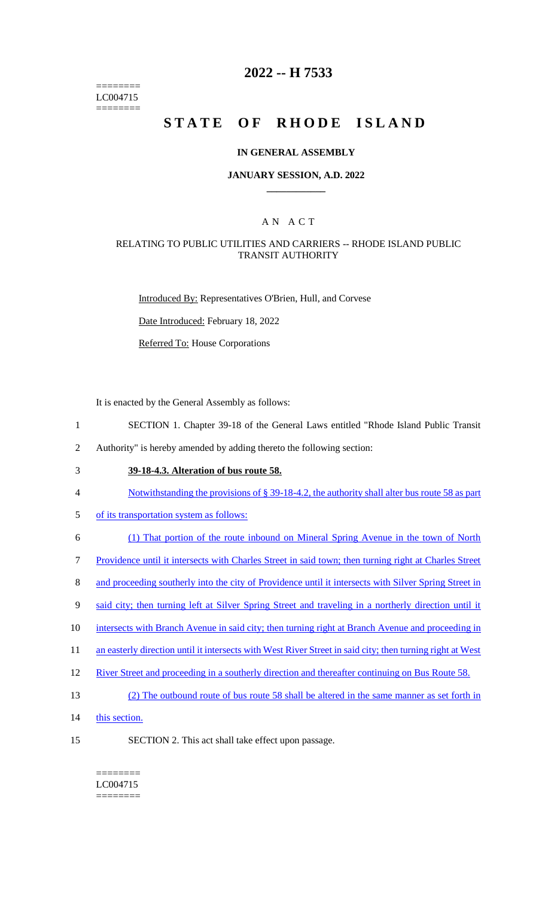========
LC004715
========

# 2022 -- H 7533

# STATE OF RHODE ISLAND

## IN GENERAL ASSEMBLY

### JANUARY SESSION, A.D. 2022

## A N A C T

### RELATING TO PUBLIC UTILITIES AND CARRIERS -- RHODE ISLAND PUBLIC TRANSIT AUTHORITY

Introduced By: Representatives O'Brien, Hull, and Corvese

Date Introduced: February 18, 2022

Referred To: House Corporations

It is enacted by the General Assembly as follows:

1 SECTION 1. Chapter 39-18 of the General Laws entitled "Rhode Island Public Transit
2 Authority" is hereby amended by adding thereto the following section:

3 **39-18-4.3. Alteration of bus route 58.**

4 Notwithstanding the provisions of § 39-18-4.2, the authority shall alter bus route 58 as part
5 of its transportation system as follows:

6 (1) That portion of the route inbound on Mineral Spring Avenue in the town of North
7 Providence until it intersects with Charles Street in said town; then turning right at Charles Street
8 and proceeding southerly into the city of Providence until it intersects with Silver Spring Street in
9 said city; then turning left at Silver Spring Street and traveling in a northerly direction until it
10 intersects with Branch Avenue in said city; then turning right at Branch Avenue and proceeding in
11 an easterly direction until it intersects with West River Street in said city; then turning right at West
12 River Street and proceeding in a southerly direction and thereafter continuing on Bus Route 58.

13 (2) The outbound route of bus route 58 shall be altered in the same manner as set forth in
14 this section.

15 SECTION 2. This act shall take effect upon passage.

========
LC004715
========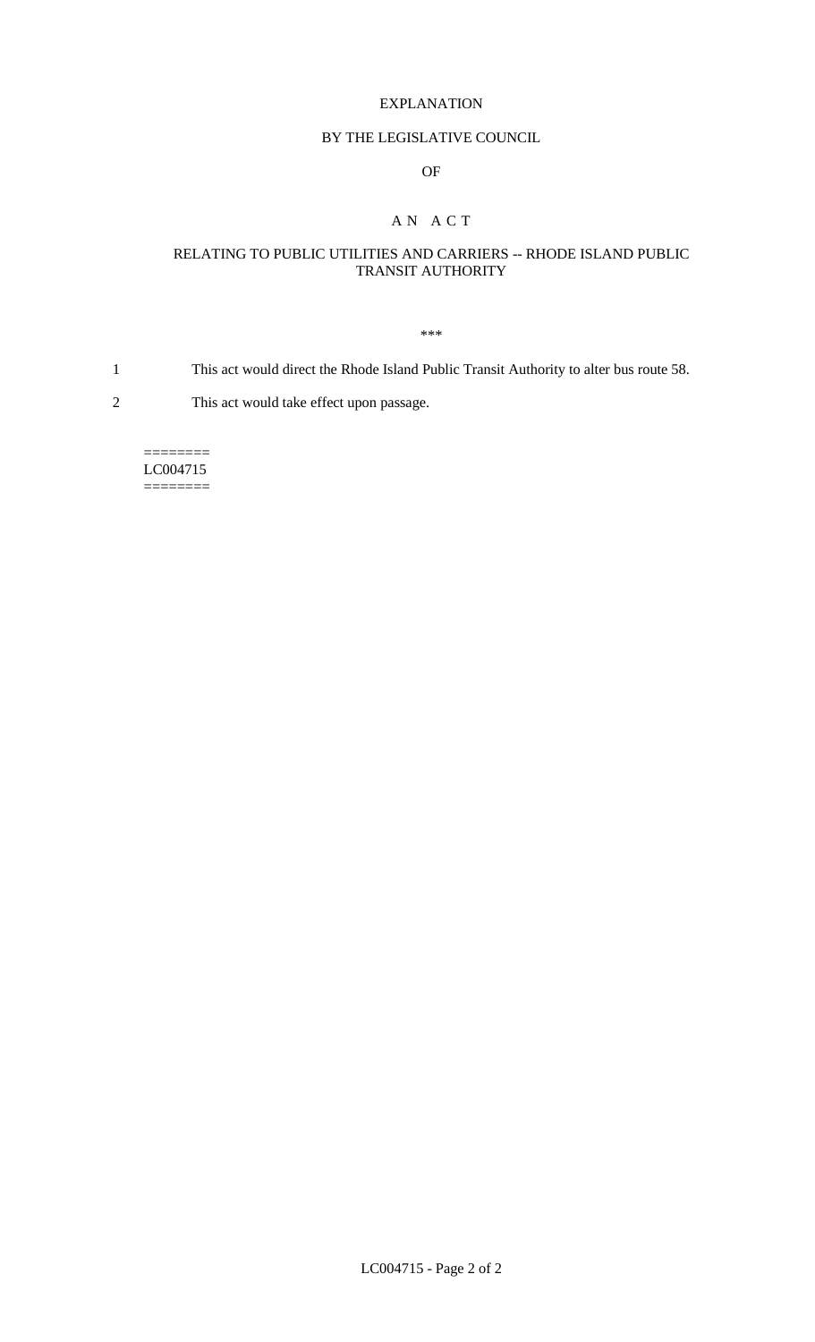EXPLANATION

BY THE LEGISLATIVE COUNCIL

OF

A N A C T

RELATING TO PUBLIC UTILITIES AND CARRIERS -- RHODE ISLAND PUBLIC TRANSIT AUTHORITY

\*\*\*

1 This act would direct the Rhode Island Public Transit Authority to alter bus route 58.

2 This act would take effect upon passage.

========
LC004715
========